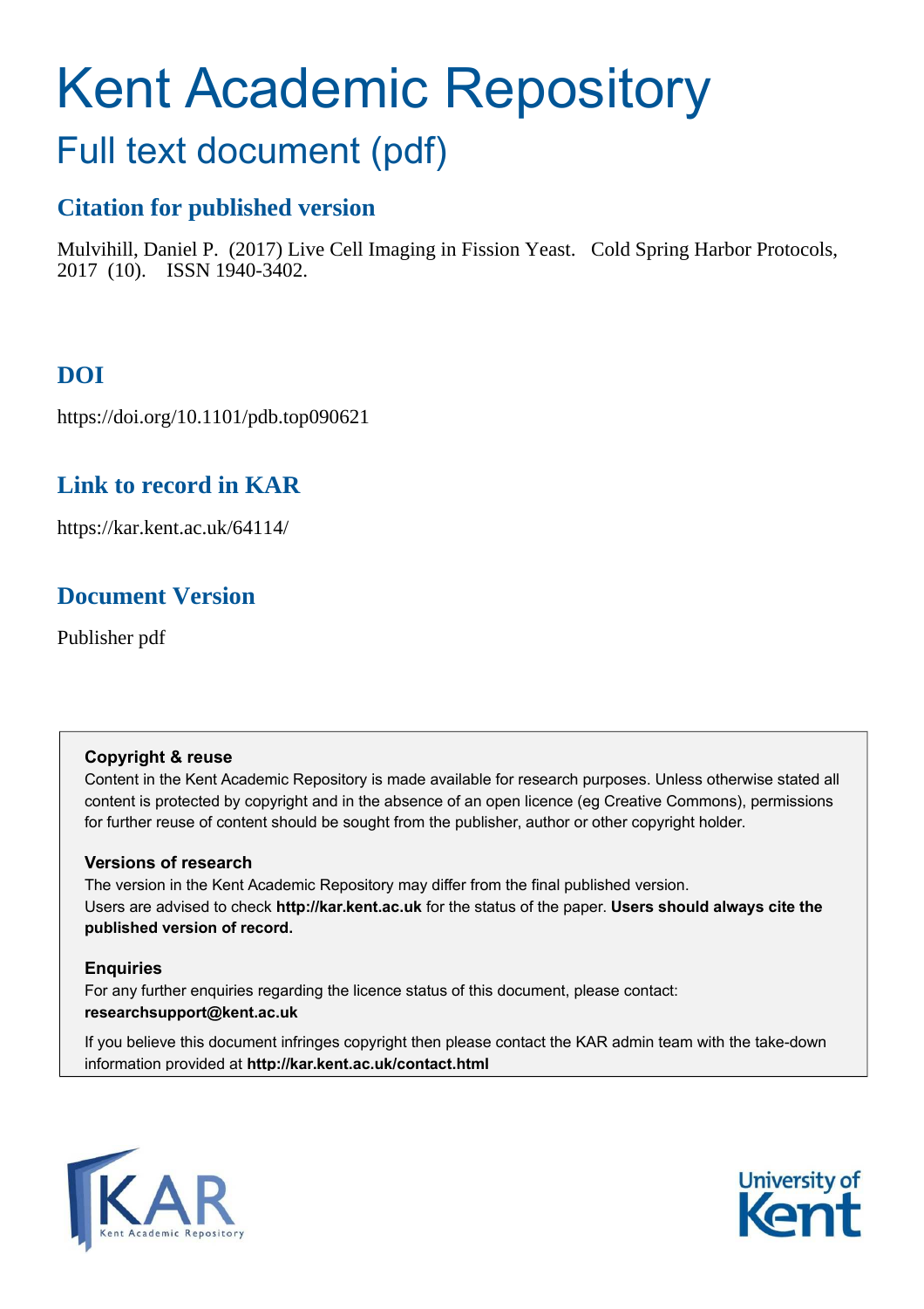# Kent Academic Repository

## Full text document (pdf)

### Citation for published version

Mulvihill, Daniel P. (2017) Live Cell Imaging in Fission Yeast. Cold Spring Harbor Protocols, 2017 (10). ISSN 1940-3402.

### DOI

https://doi.org/10.1101/pdb.top090621

### Link to record in KAR

https://kar.kent.ac.uk/64114/

### Document Version

Publisher pdf

**Copyright & reuse**

Content in the Kent Academic Repository is made available for research purposes. Unless otherwise stated all content is protected by copyright and in the absence of an open licence (eg Creative Commons), permissions for further reuse of content should be sought from the publisher, author or other copyright holder.

**Versions of research**

The version in the Kent Academic Repository may differ from the final published version. Users are advised to check **http://kar.kent.ac.uk** for the status of the paper. **Users should always cite the published version of record.**

**Enquiries**

For any further enquiries regarding the licence status of this document, please contact: **researchsupport@kent.ac.uk**

If you believe this document infringes copyright then please contact the KAR admin team with the take-down information provided at **http://kar.kent.ac.uk/contact.html**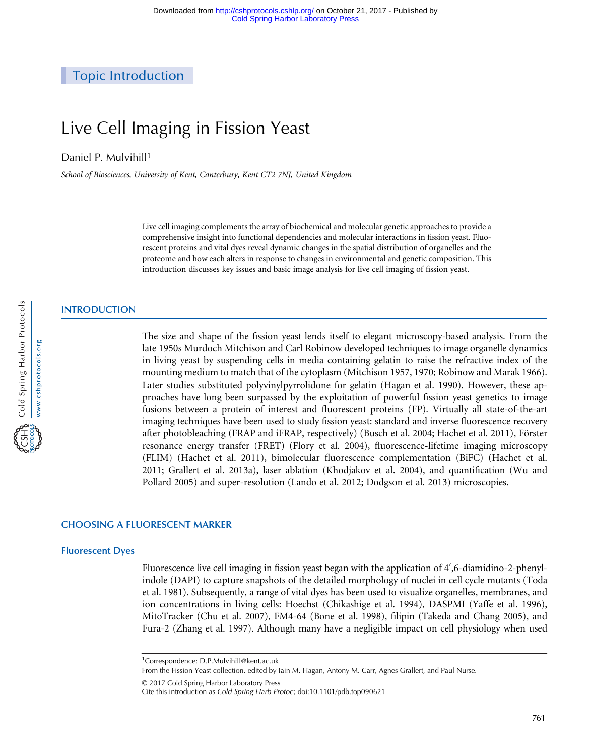# Topic Introduction

# Live Cell Imaging in Fission Yeast

Daniel P. Mulvihill[1]

*School of Biosciences, University of Kent, Canterbury, Kent CT2 7NJ, United Kingdom*

Live cell imaging complements the array of biochemical and molecular genetic approaches to provide a comprehensive insight into functional dependencies and molecular interactions in fission yeast. Fluorescent proteins and vital dyes reveal dynamic changes in the spatial distribution of organelles and the proteome and how each alters in response to changes in environmental and genetic composition. This introduction discusses key issues and basic image analysis for live cell imaging of fission yeast.

## INTRODUCTION

The size and shape of the fission yeast lends itself to elegant microscopy-based analysis. From the late 1950s Murdoch Mitchison and Carl Robinow developed techniques to image organelle dynamics in living yeast by suspending cells in media containing gelatin to raise the refractive index of the mounting medium to match that of the cytoplasm (Mitchison 1957, 1970; Robinow and Marak 1966). Later studies substituted polyvinylpyrrolidone for gelatin (Hagan et al. 1990). However, these approaches have long been surpassed by the exploitation of powerful fission yeast genetics to image fusions between a protein of interest and fluorescent proteins (FP). Virtually all state-of-the-art imaging techniques have been used to study fission yeast: standard and inverse fluorescence recovery after photobleaching (FRAP and iFRAP, respectively) (Busch et al. 2004; Hachet et al. 2011), Förster resonance energy transfer (FRET) (Flory et al. 2004), fluorescence-lifetime imaging microscopy (FLIM) (Hachet et al. 2011), bimolecular fluorescence complementation (BiFC) (Hachet et al. 2011; Grallert et al. 2013a), laser ablation (Khodjakov et al. 2004), and quantification (Wu and Pollard 2005) and super-resolution (Lando et al. 2012; Dodgson et al. 2013) microscopies.

## CHOOSING A FLUORESCENT MARKER

### Fluorescent Dyes

Fluorescence live cell imaging in fission yeast began with the application of 4′,6-diamidino-2-phenylindole (DAPI) to capture snapshots of the detailed morphology of nuclei in cell cycle mutants (Toda et al. 1981). Subsequently, a range of vital dyes has been used to visualize organelles, membranes, and ion concentrations in living cells: Hoechst (Chikashige et al. 1994), DASPMI (Yaffe et al. 1996), MitoTracker (Chu et al. 2007), FM4-64 (Bone et al. 1998), filipin (Takeda and Chang 2005), and Fura-2 (Zhang et al. 1997). Although many have a negligible impact on cell physiology when used

[1]Correspondence: D.P.Mulvihill@kent.ac.uk

From the Fission Yeast collection, edited by Iain M. Hagan, Antony M. Carr, Agnes Grallert, and Paul Nurse.

© 2017 Cold Spring Harbor Laboratory Press

Cite this introduction as *Cold Spring Harb Protoc*; doi:10.1101/pdb.top090621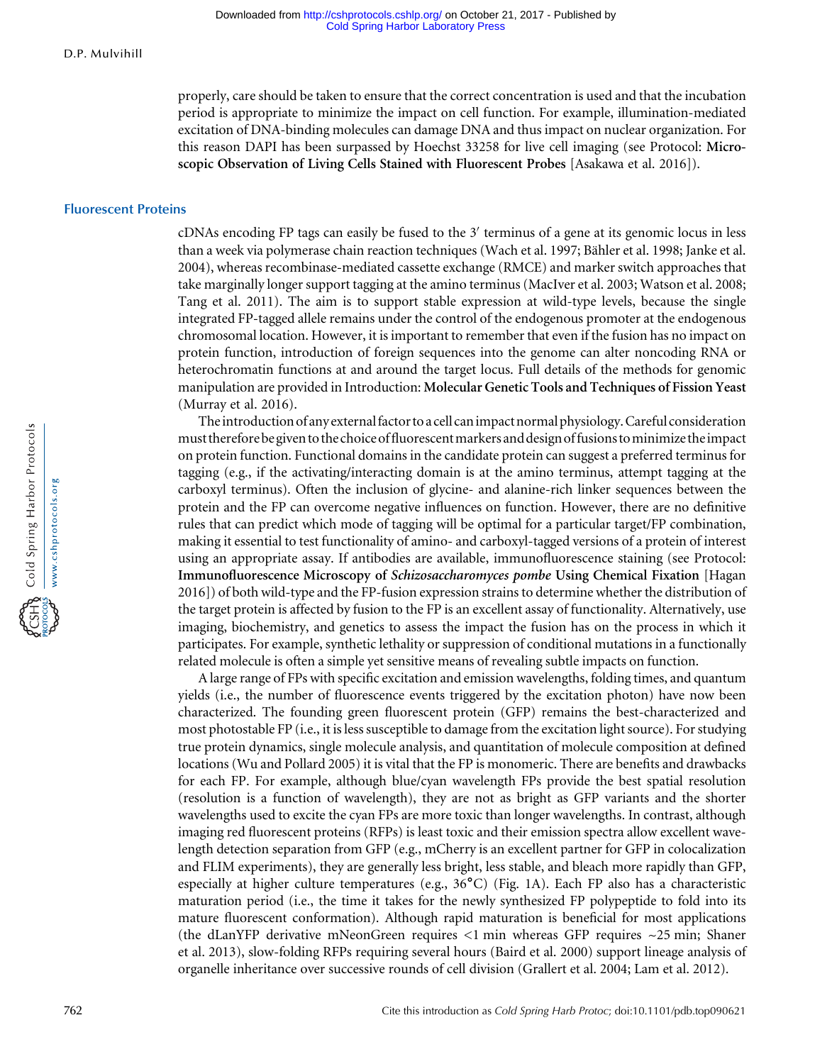properly, care should be taken to ensure that the correct concentration is used and that the incubation period is appropriate to minimize the impact on cell function. For example, illumination-mediated excitation of DNA-binding molecules can damage DNA and thus impact on nuclear organization. For this reason DAPI has been surpassed by Hoechst 33258 for live cell imaging (see Protocol: **Microscopic Observation of Living Cells Stained with Fluorescent Probes** [Asakawa et al. 2016]).

## Fluorescent Proteins

cDNAs encoding FP tags can easily be fused to the 3′ terminus of a gene at its genomic locus in less than a week via polymerase chain reaction techniques (Wach et al. 1997; Bähler et al. 1998; Janke et al. 2004), whereas recombinase-mediated cassette exchange (RMCE) and marker switch approaches that take marginally longer support tagging at the amino terminus (MacIver et al. 2003; Watson et al. 2008; Tang et al. 2011). The aim is to support stable expression at wild-type levels, because the single integrated FP-tagged allele remains under the control of the endogenous promoter at the endogenous chromosomal location. However, it is important to remember that even if the fusion has no impact on protein function, introduction of foreign sequences into the genome can alter noncoding RNA or heterochromatin functions at and around the target locus. Full details of the methods for genomic manipulation are provided in Introduction: **Molecular Genetic Tools and Techniques of Fission Yeast** (Murray et al. 2016).

The introduction of any external factor to a cell can impact normal physiology. Careful consideration must therefore be given to the choice of fluorescent markers and design of fusions to minimize the impact on protein function. Functional domains in the candidate protein can suggest a preferred terminus for tagging (e.g., if the activating/interacting domain is at the amino terminus, attempt tagging at the carboxyl terminus). Often the inclusion of glycine- and alanine-rich linker sequences between the protein and the FP can overcome negative influences on function. However, there are no definitive rules that can predict which mode of tagging will be optimal for a particular target/FP combination, making it essential to test functionality of amino- and carboxyl-tagged versions of a protein of interest using an appropriate assay. If antibodies are available, immunofluorescence staining (see Protocol: **Immunofluorescence Microscopy of *Schizosaccharomyces pombe* Using Chemical Fixation** [Hagan 2016]) of both wild-type and the FP-fusion expression strains to determine whether the distribution of the target protein is affected by fusion to the FP is an excellent assay of functionality. Alternatively, use imaging, biochemistry, and genetics to assess the impact the fusion has on the process in which it participates. For example, synthetic lethality or suppression of conditional mutations in a functionally related molecule is often a simple yet sensitive means of revealing subtle impacts on function.

A large range of FPs with specific excitation and emission wavelengths, folding times, and quantum yields (i.e., the number of fluorescence events triggered by the excitation photon) have now been characterized. The founding green fluorescent protein (GFP) remains the best-characterized and most photostable FP (i.e., it is less susceptible to damage from the excitation light source). For studying true protein dynamics, single molecule analysis, and quantitation of molecule composition at defined locations (Wu and Pollard 2005) it is vital that the FP is monomeric. There are benefits and drawbacks for each FP. For example, although blue/cyan wavelength FPs provide the best spatial resolution (resolution is a function of wavelength), they are not as bright as GFP variants and the shorter wavelengths used to excite the cyan FPs are more toxic than longer wavelengths. In contrast, although imaging red fluorescent proteins (RFPs) is least toxic and their emission spectra allow excellent wavelength detection separation from GFP (e.g., mCherry is an excellent partner for GFP in colocalization and FLIM experiments), they are generally less bright, less stable, and bleach more rapidly than GFP, especially at higher culture temperatures (e.g., 36°C) (Fig. 1A). Each FP also has a characteristic maturation period (i.e., the time it takes for the newly synthesized FP polypeptide to fold into its mature fluorescent conformation). Although rapid maturation is beneficial for most applications (the dLanYFP derivative mNeonGreen requires <1 min whereas GFP requires ~25 min; Shaner et al. 2013), slow-folding RFPs requiring several hours (Baird et al. 2000) support lineage analysis of organelle inheritance over successive rounds of cell division (Grallert et al. 2004; Lam et al. 2012).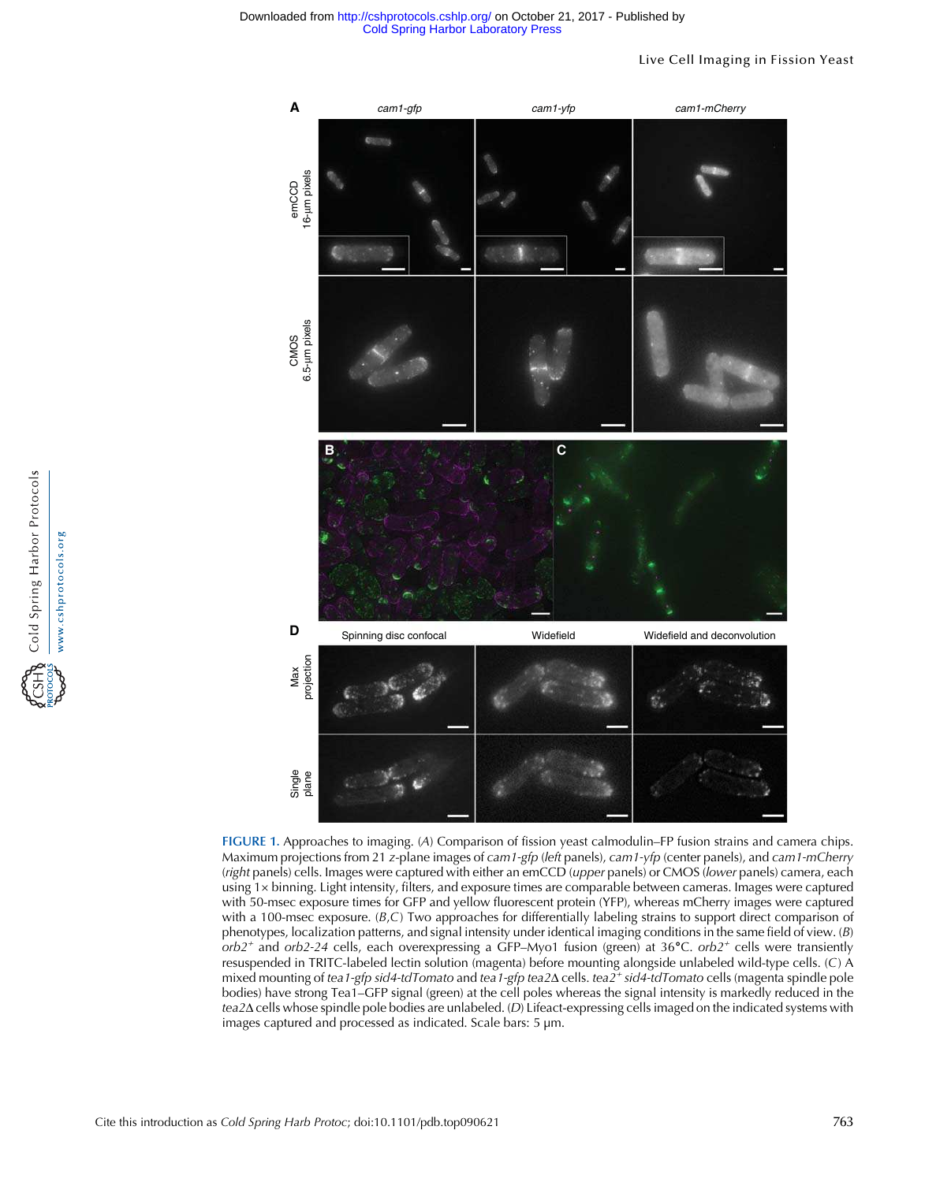**FIGURE 1.** Approaches to imaging. (*A*) Comparison of fission yeast calmodulin–FP fusion strains and camera chips. Maximum projections from 21 *z*-plane images of *cam1-gfp* (*left* panels), *cam1-yfp* (center panels), and *cam1-mCherry* (*right* panels) cells. Images were captured with either an emCCD (*upper* panels) or CMOS (*lower* panels) camera, each using 1× binning. Light intensity, filters, and exposure times are comparable between cameras. Images were captured with 50-msec exposure times for GFP and yellow fluorescent protein (YFP), whereas mCherry images were captured with a 100-msec exposure. (*B*,*C*) Two approaches for differentially labeling strains to support direct comparison of phenotypes, localization patterns, and signal intensity under identical imaging conditions in the same field of view. (*B*) *orb2*$^{+}$ and *orb2-24* cells, each overexpressing a GFP–Myo1 fusion (green) at 36°C. *orb2*$^{+}$ cells were transiently resuspended in TRITC-labeled lectin solution (magenta) before mounting alongside unlabeled wild-type cells. (*C*) A mixed mounting of *tea1-gfp sid4-tdTomato* and *tea1-gfp tea2Δ* cells. *tea2*$^{+}$ *sid4-tdTomato* cells (magenta spindle pole bodies) have strong Tea1–GFP signal (green) at the cell poles whereas the signal intensity is markedly reduced in the *tea2Δ* cells whose spindle pole bodies are unlabeled. (*D*) Lifeact-expressing cells imaged on the indicated systems with images captured and processed as indicated. Scale bars: 5 µm.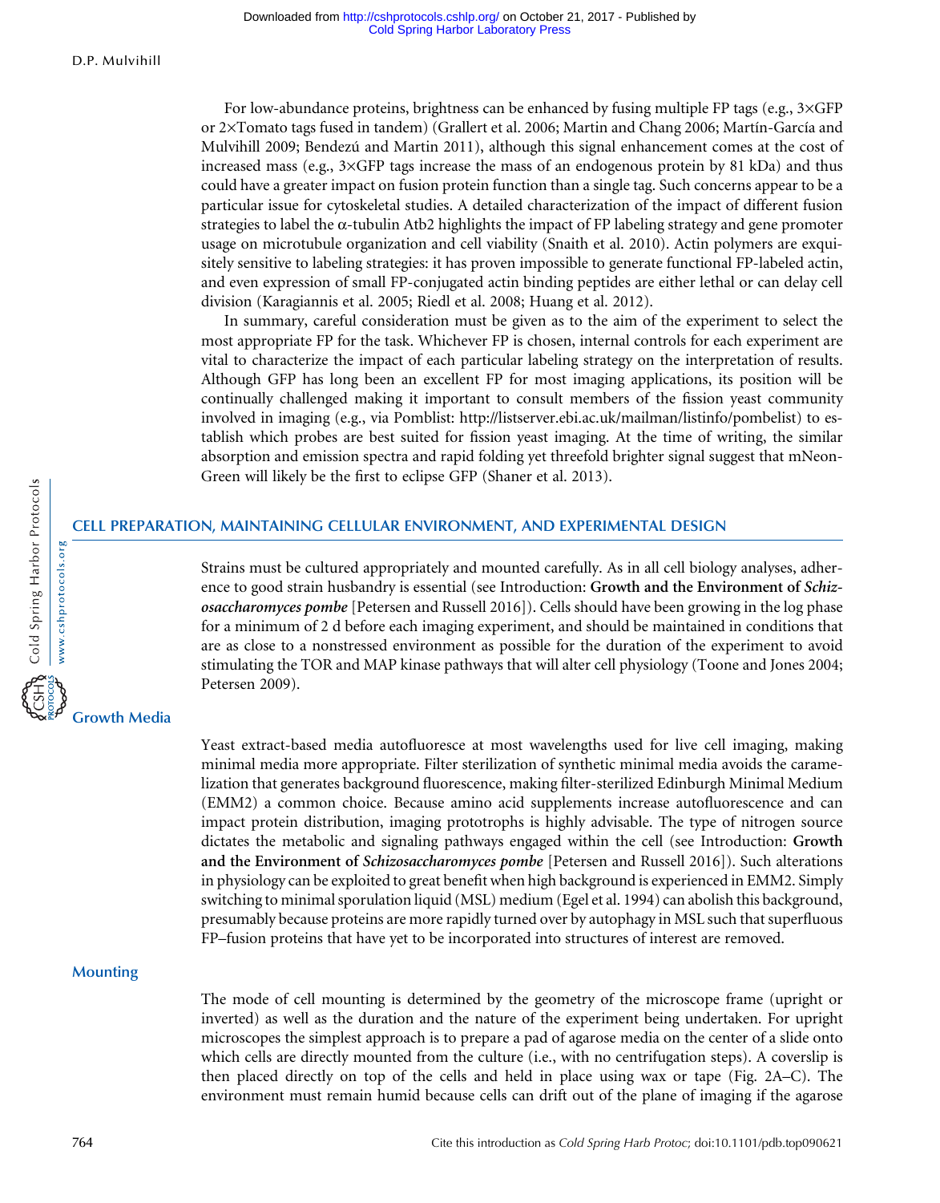For low-abundance proteins, brightness can be enhanced by fusing multiple FP tags (e.g., 3×GFP or 2×Tomato tags fused in tandem) (Grallert et al. 2006; Martin and Chang 2006; Martín-García and Mulvihill 2009; Bendezú and Martin 2011), although this signal enhancement comes at the cost of increased mass (e.g., 3×GFP tags increase the mass of an endogenous protein by 81 kDa) and thus could have a greater impact on fusion protein function than a single tag. Such concerns appear to be a particular issue for cytoskeletal studies. A detailed characterization of the impact of different fusion strategies to label the α-tubulin Atb2 highlights the impact of FP labeling strategy and gene promoter usage on microtubule organization and cell viability (Snaith et al. 2010). Actin polymers are exquisitely sensitive to labeling strategies: it has proven impossible to generate functional FP-labeled actin, and even expression of small FP-conjugated actin binding peptides are either lethal or can delay cell division (Karagiannis et al. 2005; Riedl et al. 2008; Huang et al. 2012).

In summary, careful consideration must be given as to the aim of the experiment to select the most appropriate FP for the task. Whichever FP is chosen, internal controls for each experiment are vital to characterize the impact of each particular labeling strategy on the interpretation of results. Although GFP has long been an excellent FP for most imaging applications, its position will be continually challenged making it important to consult members of the fission yeast community involved in imaging (e.g., via Pomblist: http://listserver.ebi.ac.uk/mailman/listinfo/pombelist) to establish which probes are best suited for fission yeast imaging. At the time of writing, the similar absorption and emission spectra and rapid folding yet threefold brighter signal suggest that mNeonGreen will likely be the first to eclipse GFP (Shaner et al. 2013).

## CELL PREPARATION, MAINTAINING CELLULAR ENVIRONMENT, AND EXPERIMENTAL DESIGN

Strains must be cultured appropriately and mounted carefully. As in all cell biology analyses, adherence to good strain husbandry is essential (see Introduction: **Growth and the Environment of *Schizosaccharomyces pombe*** [Petersen and Russell 2016]). Cells should have been growing in the log phase for a minimum of 2 d before each imaging experiment, and should be maintained in conditions that are as close to a nonstressed environment as possible for the duration of the experiment to avoid stimulating the TOR and MAP kinase pathways that will alter cell physiology (Toone and Jones 2004; Petersen 2009).

### Growth Media

Yeast extract-based media autofluoresce at most wavelengths used for live cell imaging, making minimal media more appropriate. Filter sterilization of synthetic minimal media avoids the caramelization that generates background fluorescence, making filter-sterilized Edinburgh Minimal Medium (EMM2) a common choice. Because amino acid supplements increase autofluorescence and can impact protein distribution, imaging prototrophs is highly advisable. The type of nitrogen source dictates the metabolic and signaling pathways engaged within the cell (see Introduction: **Growth and the Environment of *Schizosaccharomyces pombe*** [Petersen and Russell 2016]). Such alterations in physiology can be exploited to great benefit when high background is experienced in EMM2. Simply switching to minimal sporulation liquid (MSL) medium (Egel et al. 1994) can abolish this background, presumably because proteins are more rapidly turned over by autophagy in MSL such that superfluous FP–fusion proteins that have yet to be incorporated into structures of interest are removed.

### Mounting

The mode of cell mounting is determined by the geometry of the microscope frame (upright or inverted) as well as the duration and the nature of the experiment being undertaken. For upright microscopes the simplest approach is to prepare a pad of agarose media on the center of a slide onto which cells are directly mounted from the culture (i.e., with no centrifugation steps). A coverslip is then placed directly on top of the cells and held in place using wax or tape (Fig. 2A–C). The environment must remain humid because cells can drift out of the plane of imaging if the agarose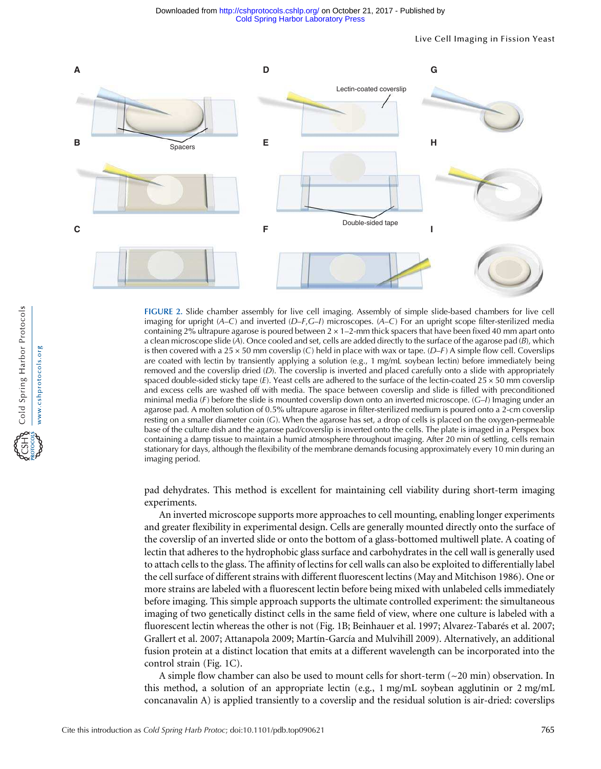FIGURE 2. Slide chamber assembly for live cell imaging. Assembly of simple slide-based chambers for live cell imaging for upright (*A–C*) and inverted (*D–F,G–I*) microscopes. (*A–C*) For an upright scope filter-sterilized media containing 2% ultrapure agarose is poured between 2 × 1–2-mm thick spacers that have been fixed 40 mm apart onto a clean microscope slide (*A*). Once cooled and set, cells are added directly to the surface of the agarose pad (*B*), which is then covered with a 25 × 50 mm coverslip (*C*) held in place with wax or tape. (*D–F*) A simple flow cell. Coverslips are coated with lectin by transiently applying a solution (e.g., 1 mg/mL soybean lectin) before immediately being removed and the coverslip dried (*D*). The coverslip is inverted and placed carefully onto a slide with appropriately spaced double-sided sticky tape (*E*). Yeast cells are adhered to the surface of the lectin-coated 25 × 50 mm coverslip and excess cells are washed off with media. The space between coverslip and slide is filled with preconditioned minimal media (*F*) before the slide is mounted coverslip down onto an inverted microscope. (*G–I*) Imaging under an agarose pad. A molten solution of 0.5% ultrapure agarose in filter-sterilized medium is poured onto a 2-cm coverslip resting on a smaller diameter coin (*G*). When the agarose has set, a drop of cells is placed on the oxygen-permeable base of the culture dish and the agarose pad/coverslip is inverted onto the cells. The plate is imaged in a Perspex box containing a damp tissue to maintain a humid atmosphere throughout imaging. After 20 min of settling, cells remain stationary for days, although the flexibility of the membrane demands focusing approximately every 10 min during an imaging period.

pad dehydrates. This method is excellent for maintaining cell viability during short-term imaging experiments.

An inverted microscope supports more approaches to cell mounting, enabling longer experiments and greater flexibility in experimental design. Cells are generally mounted directly onto the surface of the coverslip of an inverted slide or onto the bottom of a glass-bottomed multiwell plate. A coating of lectin that adheres to the hydrophobic glass surface and carbohydrates in the cell wall is generally used to attach cells to the glass. The affinity of lectins for cell walls can also be exploited to differentially label the cell surface of different strains with different fluorescent lectins (May and Mitchison 1986). One or more strains are labeled with a fluorescent lectin before being mixed with unlabeled cells immediately before imaging. This simple approach supports the ultimate controlled experiment: the simultaneous imaging of two genetically distinct cells in the same field of view, where one culture is labeled with a fluorescent lectin whereas the other is not (Fig. 1B; Beinhauer et al. 1997; Alvarez-Tabarés et al. 2007; Grallert et al. 2007; Attanapola 2009; Martín-García and Mulvihill 2009). Alternatively, an additional fusion protein at a distinct location that emits at a different wavelength can be incorporated into the control strain (Fig. 1C).

A simple flow chamber can also be used to mount cells for short-term (~20 min) observation. In this method, a solution of an appropriate lectin (e.g., 1 mg/mL soybean agglutinin or 2 mg/mL concanavalin A) is applied transiently to a coverslip and the residual solution is air-dried: coverslips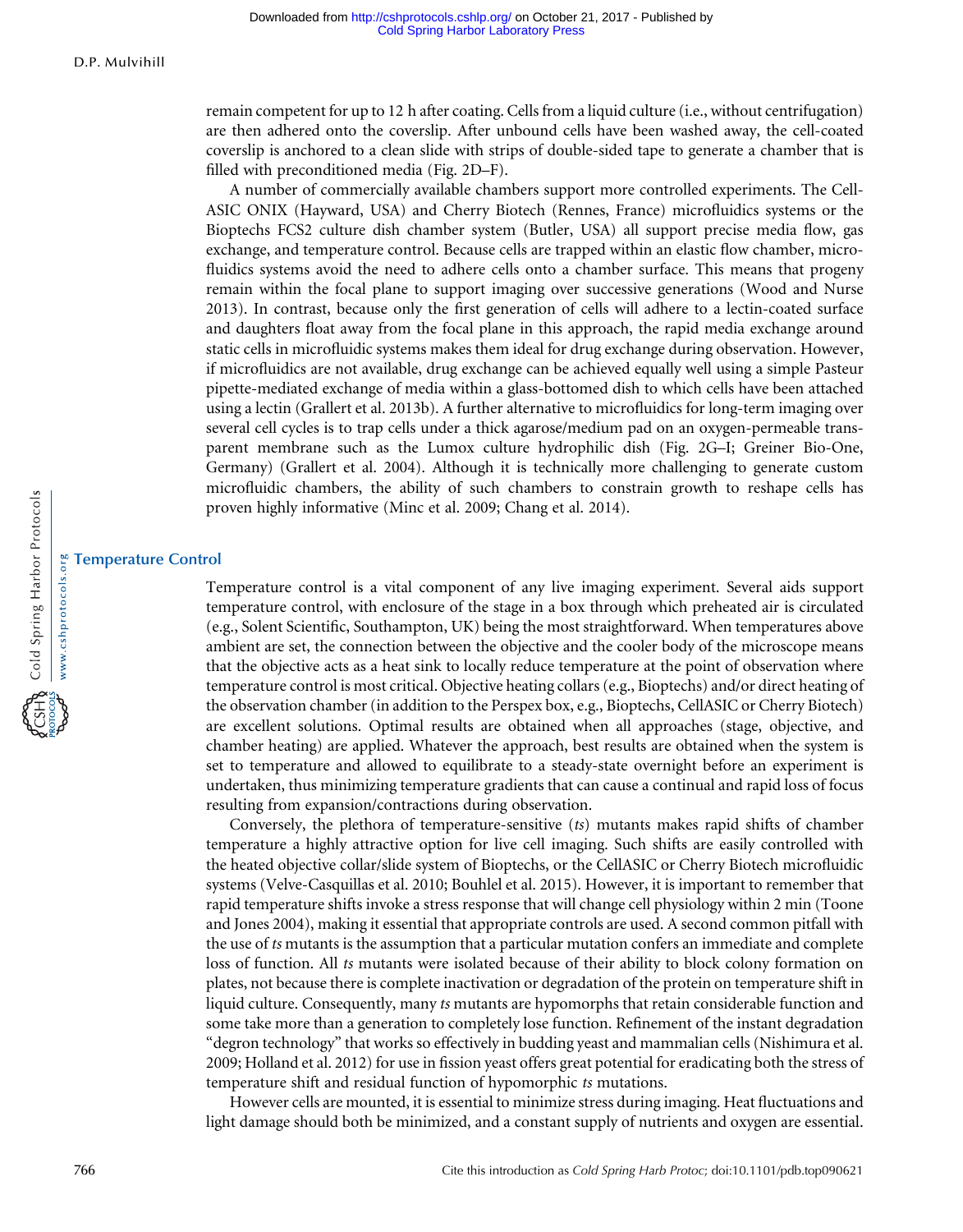remain competent for up to 12 h after coating. Cells from a liquid culture (i.e., without centrifugation) are then adhered onto the coverslip. After unbound cells have been washed away, the cell-coated coverslip is anchored to a clean slide with strips of double-sided tape to generate a chamber that is filled with preconditioned media (Fig. 2D–F).

A number of commercially available chambers support more controlled experiments. The CellASIC ONIX (Hayward, USA) and Cherry Biotech (Rennes, France) microfluidics systems or the Bioptechs FCS2 culture dish chamber system (Butler, USA) all support precise media flow, gas exchange, and temperature control. Because cells are trapped within an elastic flow chamber, microfluidics systems avoid the need to adhere cells onto a chamber surface. This means that progeny remain within the focal plane to support imaging over successive generations (Wood and Nurse 2013). In contrast, because only the first generation of cells will adhere to a lectin-coated surface and daughters float away from the focal plane in this approach, the rapid media exchange around static cells in microfluidic systems makes them ideal for drug exchange during observation. However, if microfluidics are not available, drug exchange can be achieved equally well using a simple Pasteur pipette-mediated exchange of media within a glass-bottomed dish to which cells have been attached using a lectin (Grallert et al. 2013b). A further alternative to microfluidics for long-term imaging over several cell cycles is to trap cells under a thick agarose/medium pad on an oxygen-permeable transparent membrane such as the Lumox culture hydrophilic dish (Fig. 2G–I; Greiner Bio-One, Germany) (Grallert et al. 2004). Although it is technically more challenging to generate custom microfluidic chambers, the ability of such chambers to constrain growth to reshape cells has proven highly informative (Minc et al. 2009; Chang et al. 2014).

## Temperature Control

Temperature control is a vital component of any live imaging experiment. Several aids support temperature control, with enclosure of the stage in a box through which preheated air is circulated (e.g., Solent Scientific, Southampton, UK) being the most straightforward. When temperatures above ambient are set, the connection between the objective and the cooler body of the microscope means that the objective acts as a heat sink to locally reduce temperature at the point of observation where temperature control is most critical. Objective heating collars (e.g., Bioptechs) and/or direct heating of the observation chamber (in addition to the Perspex box, e.g., Bioptechs, CellASIC or Cherry Biotech) are excellent solutions. Optimal results are obtained when all approaches (stage, objective, and chamber heating) are applied. Whatever the approach, best results are obtained when the system is set to temperature and allowed to equilibrate to a steady-state overnight before an experiment is undertaken, thus minimizing temperature gradients that can cause a continual and rapid loss of focus resulting from expansion/contractions during observation.

Conversely, the plethora of temperature-sensitive (*ts*) mutants makes rapid shifts of chamber temperature a highly attractive option for live cell imaging. Such shifts are easily controlled with the heated objective collar/slide system of Bioptechs, or the CellASIC or Cherry Biotech microfluidic systems (Velve-Casquillas et al. 2010; Bouhlel et al. 2015). However, it is important to remember that rapid temperature shifts invoke a stress response that will change cell physiology within 2 min (Toone and Jones 2004), making it essential that appropriate controls are used. A second common pitfall with the use of *ts* mutants is the assumption that a particular mutation confers an immediate and complete loss of function. All *ts* mutants were isolated because of their ability to block colony formation on plates, not because there is complete inactivation or degradation of the protein on temperature shift in liquid culture. Consequently, many *ts* mutants are hypomorphs that retain considerable function and some take more than a generation to completely lose function. Refinement of the instant degradation "degron technology" that works so effectively in budding yeast and mammalian cells (Nishimura et al. 2009; Holland et al. 2012) for use in fission yeast offers great potential for eradicating both the stress of temperature shift and residual function of hypomorphic *ts* mutations.

However cells are mounted, it is essential to minimize stress during imaging. Heat fluctuations and light damage should both be minimized, and a constant supply of nutrients and oxygen are essential.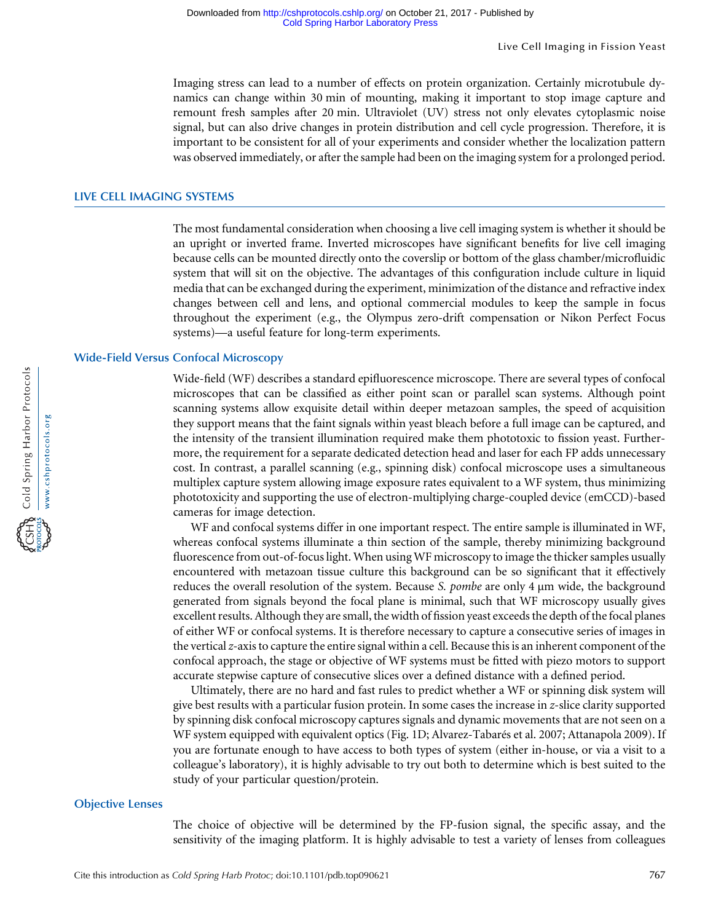Imaging stress can lead to a number of effects on protein organization. Certainly microtubule dynamics can change within 30 min of mounting, making it important to stop image capture and remount fresh samples after 20 min. Ultraviolet (UV) stress not only elevates cytoplasmic noise signal, but can also drive changes in protein distribution and cell cycle progression. Therefore, it is important to be consistent for all of your experiments and consider whether the localization pattern was observed immediately, or after the sample had been on the imaging system for a prolonged period.

## LIVE CELL IMAGING SYSTEMS

The most fundamental consideration when choosing a live cell imaging system is whether it should be an upright or inverted frame. Inverted microscopes have significant benefits for live cell imaging because cells can be mounted directly onto the coverslip or bottom of the glass chamber/microfluidic system that will sit on the objective. The advantages of this configuration include culture in liquid media that can be exchanged during the experiment, minimization of the distance and refractive index changes between cell and lens, and optional commercial modules to keep the sample in focus throughout the experiment (e.g., the Olympus zero-drift compensation or Nikon Perfect Focus systems)—a useful feature for long-term experiments.

### Wide-Field Versus Confocal Microscopy

Wide-field (WF) describes a standard epifluorescence microscope. There are several types of confocal microscopes that can be classified as either point scan or parallel scan systems. Although point scanning systems allow exquisite detail within deeper metazoan samples, the speed of acquisition they support means that the faint signals within yeast bleach before a full image can be captured, and the intensity of the transient illumination required make them phototoxic to fission yeast. Furthermore, the requirement for a separate dedicated detection head and laser for each FP adds unnecessary cost. In contrast, a parallel scanning (e.g., spinning disk) confocal microscope uses a simultaneous multiplex capture system allowing image exposure rates equivalent to a WF system, thus minimizing phototoxicity and supporting the use of electron-multiplying charge-coupled device (emCCD)-based cameras for image detection.

WF and confocal systems differ in one important respect. The entire sample is illuminated in WF, whereas confocal systems illuminate a thin section of the sample, thereby minimizing background fluorescence from out-of-focus light. When using WF microscopy to image the thicker samples usually encountered with metazoan tissue culture this background can be so significant that it effectively reduces the overall resolution of the system. Because *S. pombe* are only 4 µm wide, the background generated from signals beyond the focal plane is minimal, such that WF microscopy usually gives excellent results. Although they are small, the width of fission yeast exceeds the depth of the focal planes of either WF or confocal systems. It is therefore necessary to capture a consecutive series of images in the vertical *z*-axis to capture the entire signal within a cell. Because this is an inherent component of the confocal approach, the stage or objective of WF systems must be fitted with piezo motors to support accurate stepwise capture of consecutive slices over a defined distance with a defined period.

Ultimately, there are no hard and fast rules to predict whether a WF or spinning disk system will give best results with a particular fusion protein. In some cases the increase in *z*-slice clarity supported by spinning disk confocal microscopy captures signals and dynamic movements that are not seen on a WF system equipped with equivalent optics (Fig. 1D; Alvarez-Tabarés et al. 2007; Attanapola 2009). If you are fortunate enough to have access to both types of system (either in-house, or via a visit to a colleague's laboratory), it is highly advisable to try out both to determine which is best suited to the study of your particular question/protein.

### Objective Lenses

The choice of objective will be determined by the FP-fusion signal, the specific assay, and the sensitivity of the imaging platform. It is highly advisable to test a variety of lenses from colleagues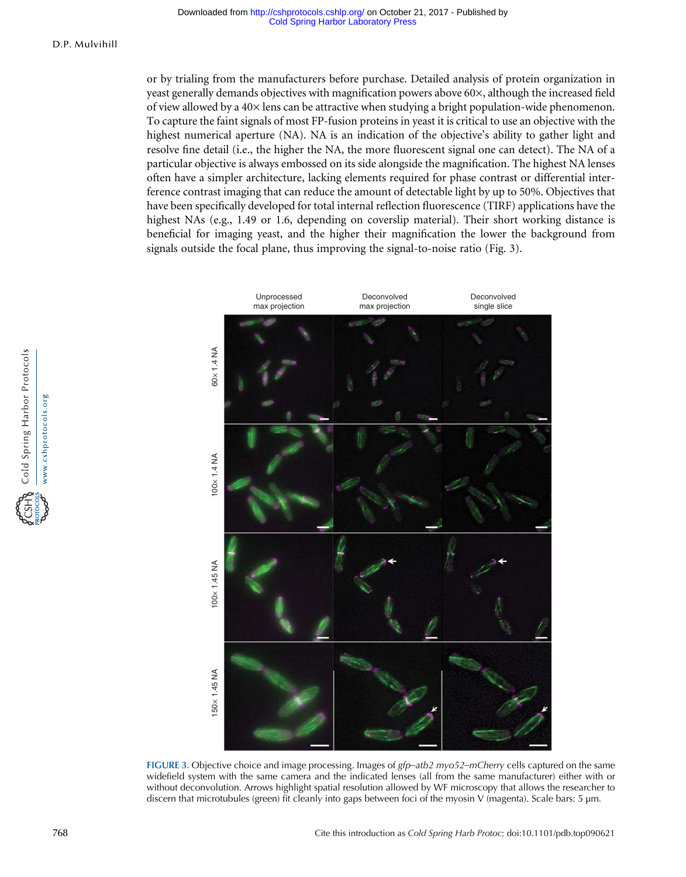or by trialing from the manufacturers before purchase. Detailed analysis of protein organization in yeast generally demands objectives with magnification powers above 60×, although the increased field of view allowed by a 40× lens can be attractive when studying a bright population-wide phenomenon. To capture the faint signals of most FP-fusion proteins in yeast it is critical to use an objective with the highest numerical aperture (NA). NA is an indication of the objective's ability to gather light and resolve fine detail (i.e., the higher the NA, the more fluorescent signal one can detect). The NA of a particular objective is always embossed on its side alongside the magnification. The highest NA lenses often have a simpler architecture, lacking elements required for phase contrast or differential interference contrast imaging that can reduce the amount of detectable light by up to 50%. Objectives that have been specifically developed for total internal reflection fluorescence (TIRF) applications have the highest NAs (e.g., 1.49 or 1.6, depending on coverslip material). Their short working distance is beneficial for imaging yeast, and the higher their magnification the lower the background from signals outside the focal plane, thus improving the signal-to-noise ratio (Fig. 3).

**FIGURE 3.** Objective choice and image processing. Images of *gfp–atb2 myo52–mCherry* cells captured on the same widefield system with the same camera and the indicated lenses (all from the same manufacturer) either with or without deconvolution. Arrows highlight spatial resolution allowed by WF microscopy that allows the researcher to discern that microtubules (green) fit cleanly into gaps between foci of the myosin V (magenta). Scale bars: 5 µm.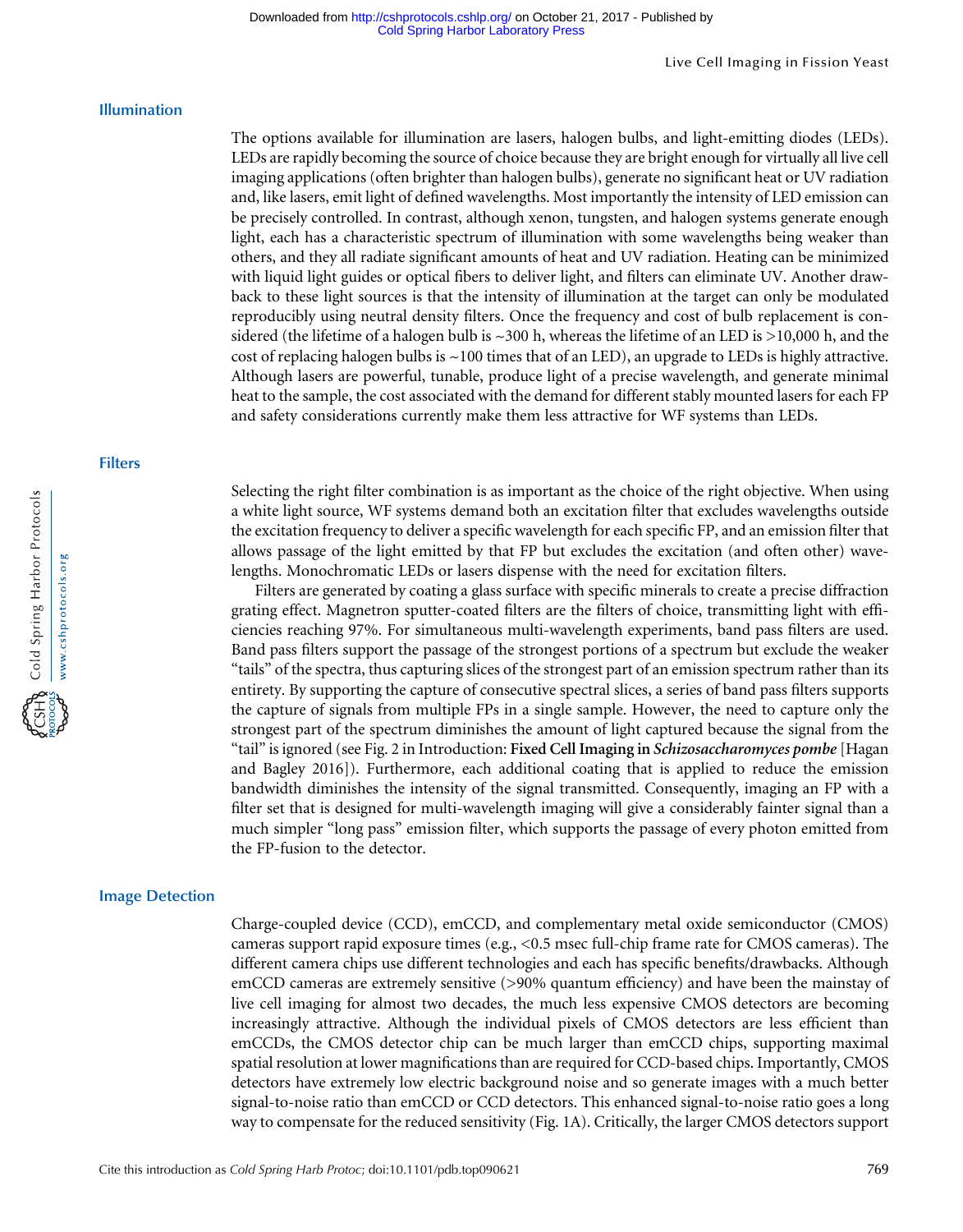## Illumination

The options available for illumination are lasers, halogen bulbs, and light-emitting diodes (LEDs). LEDs are rapidly becoming the source of choice because they are bright enough for virtually all live cell imaging applications (often brighter than halogen bulbs), generate no significant heat or UV radiation and, like lasers, emit light of defined wavelengths. Most importantly the intensity of LED emission can be precisely controlled. In contrast, although xenon, tungsten, and halogen systems generate enough light, each has a characteristic spectrum of illumination with some wavelengths being weaker than others, and they all radiate significant amounts of heat and UV radiation. Heating can be minimized with liquid light guides or optical fibers to deliver light, and filters can eliminate UV. Another drawback to these light sources is that the intensity of illumination at the target can only be modulated reproducibly using neutral density filters. Once the frequency and cost of bulb replacement is considered (the lifetime of a halogen bulb is ~300 h, whereas the lifetime of an LED is >10,000 h, and the cost of replacing halogen bulbs is ~100 times that of an LED), an upgrade to LEDs is highly attractive. Although lasers are powerful, tunable, produce light of a precise wavelength, and generate minimal heat to the sample, the cost associated with the demand for different stably mounted lasers for each FP and safety considerations currently make them less attractive for WF systems than LEDs.

## Filters

Selecting the right filter combination is as important as the choice of the right objective. When using a white light source, WF systems demand both an excitation filter that excludes wavelengths outside the excitation frequency to deliver a specific wavelength for each specific FP, and an emission filter that allows passage of the light emitted by that FP but excludes the excitation (and often other) wavelengths. Monochromatic LEDs or lasers dispense with the need for excitation filters.

Filters are generated by coating a glass surface with specific minerals to create a precise diffraction grating effect. Magnetron sputter-coated filters are the filters of choice, transmitting light with efficiencies reaching 97%. For simultaneous multi-wavelength experiments, band pass filters are used. Band pass filters support the passage of the strongest portions of a spectrum but exclude the weaker "tails" of the spectra, thus capturing slices of the strongest part of an emission spectrum rather than its entirety. By supporting the capture of consecutive spectral slices, a series of band pass filters supports the capture of signals from multiple FPs in a single sample. However, the need to capture only the strongest part of the spectrum diminishes the amount of light captured because the signal from the "tail" is ignored (see Fig. 2 in Introduction: **Fixed Cell Imaging in *Schizosaccharomyces pombe*** [Hagan and Bagley 2016]). Furthermore, each additional coating that is applied to reduce the emission bandwidth diminishes the intensity of the signal transmitted. Consequently, imaging an FP with a filter set that is designed for multi-wavelength imaging will give a considerably fainter signal than a much simpler "long pass" emission filter, which supports the passage of every photon emitted from the FP-fusion to the detector.

## Image Detection

Charge-coupled device (CCD), emCCD, and complementary metal oxide semiconductor (CMOS) cameras support rapid exposure times (e.g., <0.5 msec full-chip frame rate for CMOS cameras). The different camera chips use different technologies and each has specific benefits/drawbacks. Although emCCD cameras are extremely sensitive (>90% quantum efficiency) and have been the mainstay of live cell imaging for almost two decades, the much less expensive CMOS detectors are becoming increasingly attractive. Although the individual pixels of CMOS detectors are less efficient than emCCDs, the CMOS detector chip can be much larger than emCCD chips, supporting maximal spatial resolution at lower magnifications than are required for CCD-based chips. Importantly, CMOS detectors have extremely low electric background noise and so generate images with a much better signal-to-noise ratio than emCCD or CCD detectors. This enhanced signal-to-noise ratio goes a long way to compensate for the reduced sensitivity (Fig. 1A). Critically, the larger CMOS detectors support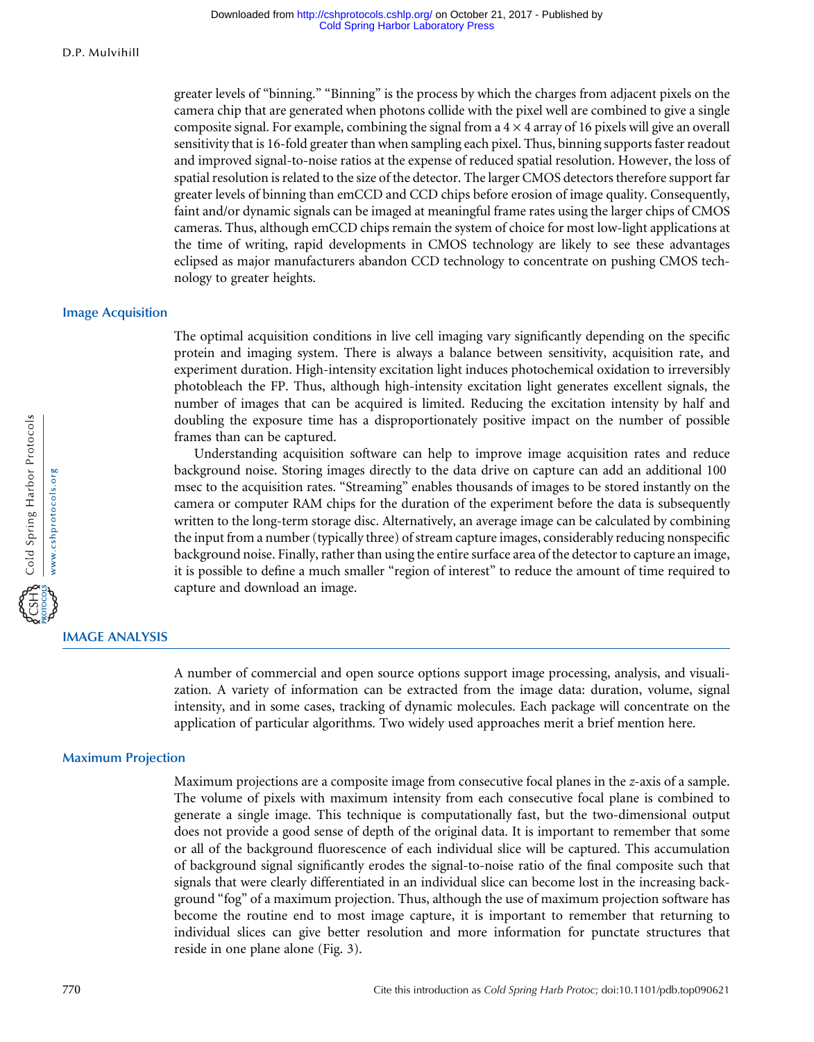greater levels of "binning." "Binning" is the process by which the charges from adjacent pixels on the camera chip that are generated when photons collide with the pixel well are combined to give a single composite signal. For example, combining the signal from a $4 \times 4$ array of 16 pixels will give an overall sensitivity that is 16-fold greater than when sampling each pixel. Thus, binning supports faster readout and improved signal-to-noise ratios at the expense of reduced spatial resolution. However, the loss of spatial resolution is related to the size of the detector. The larger CMOS detectors therefore support far greater levels of binning than emCCD and CCD chips before erosion of image quality. Consequently, faint and/or dynamic signals can be imaged at meaningful frame rates using the larger chips of CMOS cameras. Thus, although emCCD chips remain the system of choice for most low-light applications at the time of writing, rapid developments in CMOS technology are likely to see these advantages eclipsed as major manufacturers abandon CCD technology to concentrate on pushing CMOS technology to greater heights.

### Image Acquisition

The optimal acquisition conditions in live cell imaging vary significantly depending on the specific protein and imaging system. There is always a balance between sensitivity, acquisition rate, and experiment duration. High-intensity excitation light induces photochemical oxidation to irreversibly photobleach the FP. Thus, although high-intensity excitation light generates excellent signals, the number of images that can be acquired is limited. Reducing the excitation intensity by half and doubling the exposure time has a disproportionately positive impact on the number of possible frames than can be captured.

Understanding acquisition software can help to improve image acquisition rates and reduce background noise. Storing images directly to the data drive on capture can add an additional 100 msec to the acquisition rates. "Streaming" enables thousands of images to be stored instantly on the camera or computer RAM chips for the duration of the experiment before the data is subsequently written to the long-term storage disc. Alternatively, an average image can be calculated by combining the input from a number (typically three) of stream capture images, considerably reducing nonspecific background noise. Finally, rather than using the entire surface area of the detector to capture an image, it is possible to define a much smaller "region of interest" to reduce the amount of time required to capture and download an image.

## IMAGE ANALYSIS

A number of commercial and open source options support image processing, analysis, and visualization. A variety of information can be extracted from the image data: duration, volume, signal intensity, and in some cases, tracking of dynamic molecules. Each package will concentrate on the application of particular algorithms. Two widely used approaches merit a brief mention here.

### Maximum Projection

Maximum projections are a composite image from consecutive focal planes in the *z*-axis of a sample. The volume of pixels with maximum intensity from each consecutive focal plane is combined to generate a single image. This technique is computationally fast, but the two-dimensional output does not provide a good sense of depth of the original data. It is important to remember that some or all of the background fluorescence of each individual slice will be captured. This accumulation of background signal significantly erodes the signal-to-noise ratio of the final composite such that signals that were clearly differentiated in an individual slice can become lost in the increasing background "fog" of a maximum projection. Thus, although the use of maximum projection software has become the routine end to most image capture, it is important to remember that returning to individual slices can give better resolution and more information for punctate structures that reside in one plane alone (Fig. 3).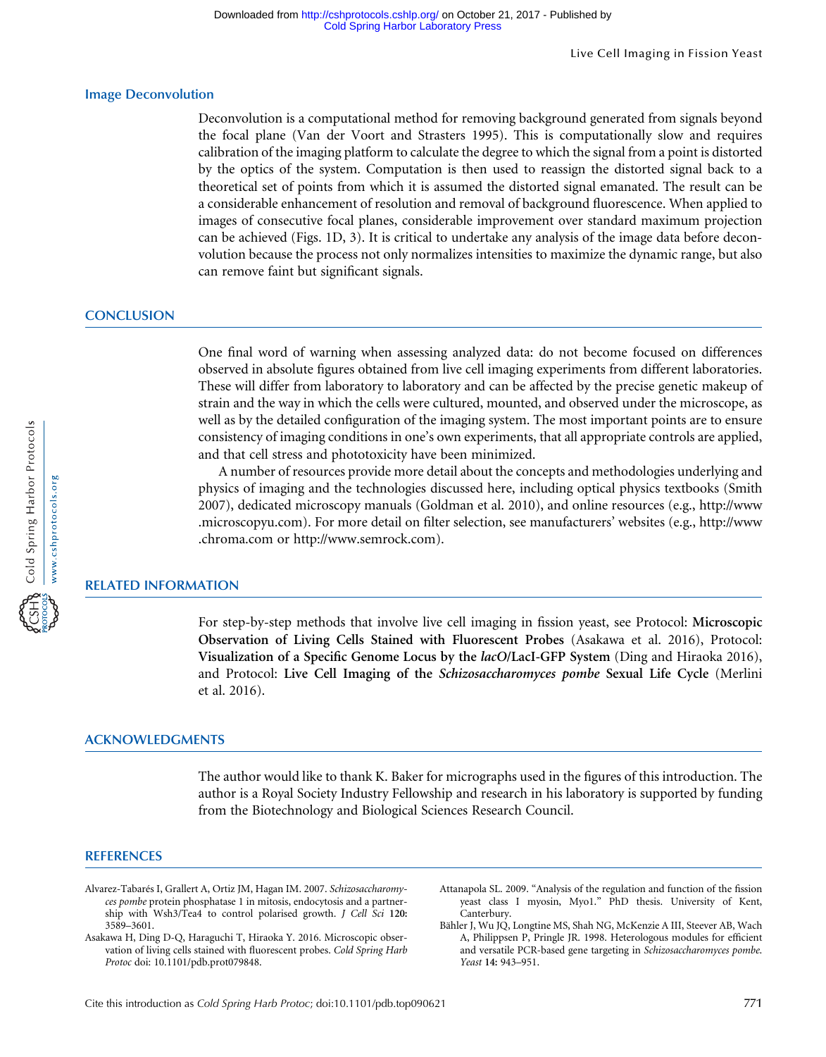## Image Deconvolution

Deconvolution is a computational method for removing background generated from signals beyond the focal plane (Van der Voort and Strasters 1995). This is computationally slow and requires calibration of the imaging platform to calculate the degree to which the signal from a point is distorted by the optics of the system. Computation is then used to reassign the distorted signal back to a theoretical set of points from which it is assumed the distorted signal emanated. The result can be a considerable enhancement of resolution and removal of background fluorescence. When applied to images of consecutive focal planes, considerable improvement over standard maximum projection can be achieved (Figs. 1D, 3). It is critical to undertake any analysis of the image data before deconvolution because the process not only normalizes intensities to maximize the dynamic range, but also can remove faint but significant signals.

## CONCLUSION

One final word of warning when assessing analyzed data: do not become focused on differences observed in absolute figures obtained from live cell imaging experiments from different laboratories. These will differ from laboratory to laboratory and can be affected by the precise genetic makeup of strain and the way in which the cells were cultured, mounted, and observed under the microscope, as well as by the detailed configuration of the imaging system. The most important points are to ensure consistency of imaging conditions in one's own experiments, that all appropriate controls are applied, and that cell stress and phototoxicity have been minimized.

A number of resources provide more detail about the concepts and methodologies underlying and physics of imaging and the technologies discussed here, including optical physics textbooks (Smith 2007), dedicated microscopy manuals (Goldman et al. 2010), and online resources (e.g., http://www.microscopyu.com). For more detail on filter selection, see manufacturers' websites (e.g., http://www.chroma.com or http://www.semrock.com).

## RELATED INFORMATION

For step-by-step methods that involve live cell imaging in fission yeast, see Protocol: **Microscopic Observation of Living Cells Stained with Fluorescent Probes** (Asakawa et al. 2016), Protocol: **Visualization of a Specific Genome Locus by the *lacO*/LacI-GFP System** (Ding and Hiraoka 2016), and Protocol: **Live Cell Imaging of the *Schizosaccharomyces pombe* Sexual Life Cycle** (Merlini et al. 2016).

## ACKNOWLEDGMENTS

The author would like to thank K. Baker for micrographs used in the figures of this introduction. The author is a Royal Society Industry Fellowship and research in his laboratory is supported by funding from the Biotechnology and Biological Sciences Research Council.

## REFERENCES

Alvarez-Tabarés I, Grallert A, Ortiz JM, Hagan IM. 2007. *Schizosaccharomyces pombe* protein phosphatase 1 in mitosis, endocytosis and a partnership with Wsh3/Tea4 to control polarised growth. *J Cell Sci* **120:** 3589–3601.

Asakawa H, Ding D-Q, Haraguchi T, Hiraoka Y. 2016. Microscopic observation of living cells stained with fluorescent probes. *Cold Spring Harb Protoc* doi: 10.1101/pdb.prot079848.

Attanapola SL. 2009. "Analysis of the regulation and function of the fission yeast class I myosin, Myo1." PhD thesis. University of Kent, Canterbury.

Bähler J, Wu JQ, Longtine MS, Shah NG, McKenzie A III, Steever AB, Wach A, Philippsen P, Pringle JR. 1998. Heterologous modules for efficient and versatile PCR-based gene targeting in *Schizosaccharomyces pombe*. *Yeast* **14:** 943–951.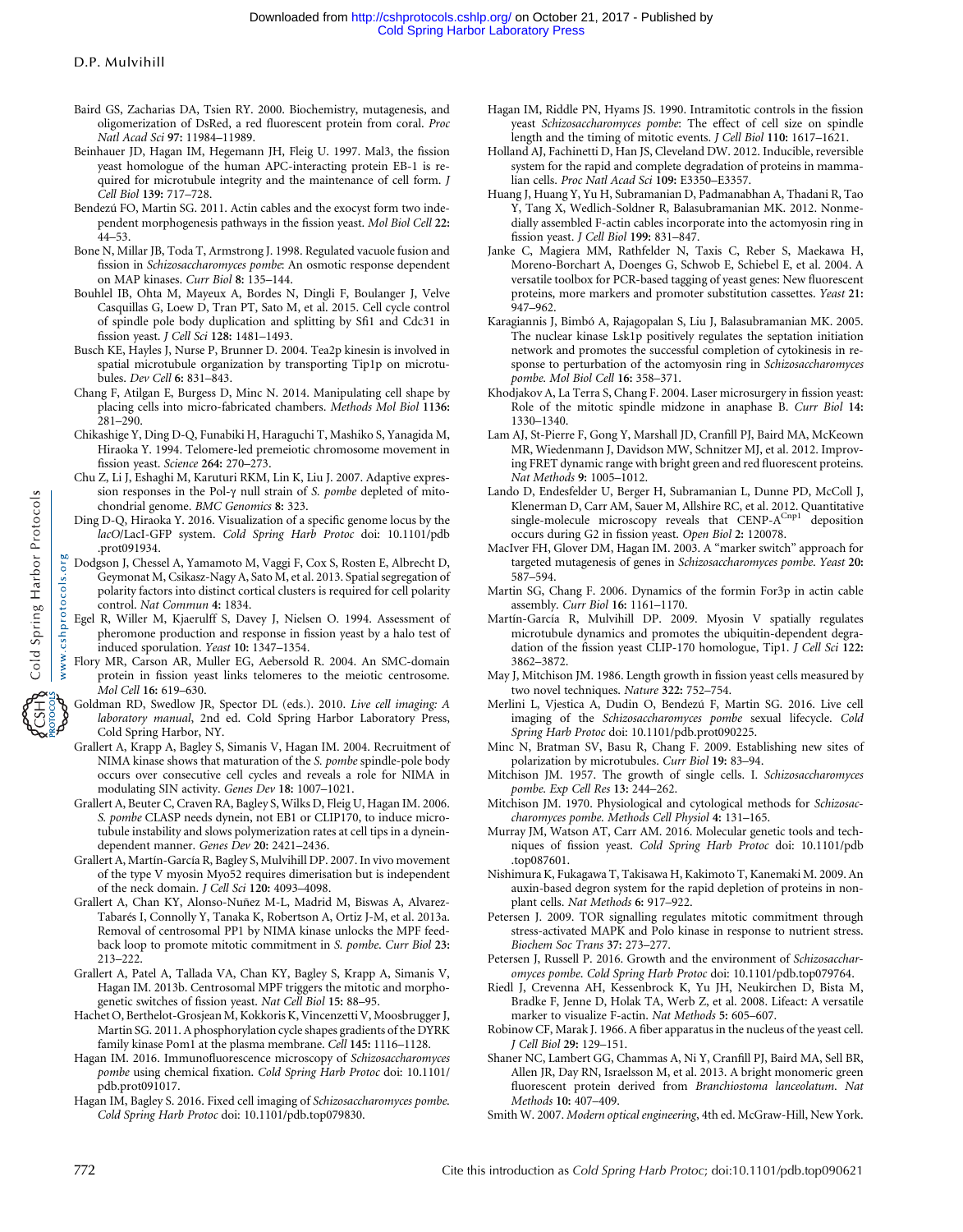Baird GS, Zacharias DA, Tsien RY. 2000. Biochemistry, mutagenesis, and oligomerization of DsRed, a red fluorescent protein from coral. *Proc Natl Acad Sci* **97:** 11984–11989.

Beinhauer JD, Hagan IM, Hegemann JH, Fleig U. 1997. Mal3, the fission yeast homologue of the human APC-interacting protein EB-1 is required for microtubule integrity and the maintenance of cell form. *J Cell Biol* **139:** 717–728.

Bendezú FO, Martin SG. 2011. Actin cables and the exocyst form two independent morphogenesis pathways in the fission yeast. *Mol Biol Cell* **22:** 44–53.

Bone N, Millar JB, Toda T, Armstrong J. 1998. Regulated vacuole fusion and fission in *Schizosaccharomyces pombe*: An osmotic response dependent on MAP kinases. *Curr Biol* **8:** 135–144.

Bouhlel IB, Ohta M, Mayeux A, Bordes N, Dingli F, Boulanger J, Velve Casquillas G, Loew D, Tran PT, Sato M, et al. 2015. Cell cycle control of spindle pole body duplication and splitting by Sfi1 and Cdc31 in fission yeast. *J Cell Sci* **128:** 1481–1493.

Busch KE, Hayles J, Nurse P, Brunner D. 2004. Tea2p kinesin is involved in spatial microtubule organization by transporting Tip1p on microtubules. *Dev Cell* **6:** 831–843.

Chang F, Atilgan E, Burgess D, Minc N. 2014. Manipulating cell shape by placing cells into micro-fabricated chambers. *Methods Mol Biol* **1136:** 281–290.

Chikashige Y, Ding D-Q, Funabiki H, Haraguchi T, Mashiko S, Yanagida M, Hiraoka Y. 1994. Telomere-led premeiotic chromosome movement in fission yeast. *Science* **264:** 270–273.

Chu Z, Li J, Eshaghi M, Karuturi RKM, Lin K, Liu J. 2007. Adaptive expression responses in the Pol-γ null strain of *S. pombe* depleted of mitochondrial genome. *BMC Genomics* **8:** 323.

Ding D-Q, Hiraoka Y. 2016. Visualization of a specific genome locus by the *lacO*/LacI-GFP system. *Cold Spring Harb Protoc* doi: 10.1101/pdb.prot091934.

Dodgson J, Chessel A, Yamamoto M, Vaggi F, Cox S, Rosten E, Albrecht D, Geymonat M, Csikasz-Nagy A, Sato M, et al. 2013. Spatial segregation of polarity factors into distinct cortical clusters is required for cell polarity control. *Nat Commun* **4:** 1834.

Egel R, Willer M, Kjaerulff S, Davey J, Nielsen O. 1994. Assessment of pheromone production and response in fission yeast by a halo test of induced sporulation. *Yeast* **10:** 1347–1354.

Flory MR, Carson AR, Muller EG, Aebersold R. 2004. An SMC-domain protein in fission yeast links telomeres to the meiotic centrosome. *Mol Cell* **16:** 619–630.

Goldman RD, Swedlow JR, Spector DL (eds.). 2010. *Live cell imaging: A laboratory manual*, 2nd ed. Cold Spring Harbor Laboratory Press, Cold Spring Harbor, NY.

Grallert A, Krapp A, Bagley S, Simanis V, Hagan IM. 2004. Recruitment of NIMA kinase shows that maturation of the *S. pombe* spindle-pole body occurs over consecutive cell cycles and reveals a role for NIMA in modulating SIN activity. *Genes Dev* **18:** 1007–1021.

Grallert A, Beuter C, Craven RA, Bagley S, Wilks D, Fleig U, Hagan IM. 2006. *S. pombe* CLASP needs dynein, not EB1 or CLIP170, to induce microtubule instability and slows polymerization rates at cell tips in a dynein-dependent manner. *Genes Dev* **20:** 2421–2436.

Grallert A, Martín-García R, Bagley S, Mulvihill DP. 2007. In vivo movement of the type V myosin Myo52 requires dimerisation but is independent of the neck domain. *J Cell Sci* **120:** 4093–4098.

Grallert A, Chan KY, Alonso-Nuñez M-L, Madrid M, Biswas A, Alvarez-Tabarés I, Connolly Y, Tanaka K, Robertson A, Ortiz J-M, et al. 2013a. Removal of centrosomal PP1 by NIMA kinase unlocks the MPF feedback loop to promote mitotic commitment in *S. pombe*. *Curr Biol* **23:** 213–222.

Grallert A, Patel A, Tallada VA, Chan KY, Bagley S, Krapp A, Simanis V, Hagan IM. 2013b. Centrosomal MPF triggers the mitotic and morphogenetic switches of fission yeast. *Nat Cell Biol* **15:** 88–95.

Hachet O, Berthelot-Grosjean M, Kokkoris K, Vincenzetti V, Moosbrugger J, Martin SG. 2011. A phosphorylation cycle shapes gradients of the DYRK family kinase Pom1 at the plasma membrane. *Cell* **145:** 1116–1128.

Hagan IM. 2016. Immunofluorescence microscopy of *Schizosaccharomyces pombe* using chemical fixation. *Cold Spring Harb Protoc* doi: 10.1101/pdb.prot091017.

Hagan IM, Bagley S. 2016. Fixed cell imaging of *Schizosaccharomyces pombe*. *Cold Spring Harb Protoc* doi: 10.1101/pdb.top079830.

Hagan IM, Riddle PN, Hyams JS. 1990. Intramitotic controls in the fission yeast *Schizosaccharomyces pombe*: The effect of cell size on spindle length and the timing of mitotic events. *J Cell Biol* **110:** 1617–1621.

Holland AJ, Fachinetti D, Han JS, Cleveland DW. 2012. Inducible, reversible system for the rapid and complete degradation of proteins in mammalian cells. *Proc Natl Acad Sci* **109:** E3350–E3357.

Huang J, Huang Y, Yu H, Subramanian D, Padmanabhan A, Thadani R, Tao Y, Tang X, Wedlich-Soldner R, Balasubramanian MK. 2012. Nonmedially assembled F-actin cables incorporate into the actomyosin ring in fission yeast. *J Cell Biol* **199:** 831–847.

Janke C, Magiera MM, Rathfelder N, Taxis C, Reber S, Maekawa H, Moreno-Borchart A, Doenges G, Schwob E, Schiebel E, et al. 2004. A versatile toolbox for PCR-based tagging of yeast genes: New fluorescent proteins, more markers and promoter substitution cassettes. *Yeast* **21:** 947–962.

Karagiannis J, Bimbó A, Rajagopalan S, Liu J, Balasubramanian MK. 2005. The nuclear kinase Lsk1p positively regulates the septation initiation network and promotes the successful completion of cytokinesis in response to perturbation of the actomyosin ring in *Schizosaccharomyces pombe*. *Mol Biol Cell* **16:** 358–371.

Khodjakov A, La Terra S, Chang F. 2004. Laser microsurgery in fission yeast: Role of the mitotic spindle midzone in anaphase B. *Curr Biol* **14:** 1330–1340.

Lam AJ, St-Pierre F, Gong Y, Marshall JD, Cranfill PJ, Baird MA, McKeown MR, Wiedenmann J, Davidson MW, Schnitzer MJ, et al. 2012. Improving FRET dynamic range with bright green and red fluorescent proteins. *Nat Methods* **9:** 1005–1012.

Lando D, Endesfelder U, Berger H, Subramanian L, Dunne PD, McColl J, Klenerman D, Carr AM, Sauer M, Allshire RC, et al. 2012. Quantitative single-molecule microscopy reveals that CENP-A[Cnp1] deposition occurs during G2 in fission yeast. *Open Biol* **2:** 120078.

MacIver FH, Glover DM, Hagan IM. 2003. A "marker switch" approach for targeted mutagenesis of genes in *Schizosaccharomyces pombe*. *Yeast* **20:** 587–594.

Martin SG, Chang F. 2006. Dynamics of the formin For3p in actin cable assembly. *Curr Biol* **16:** 1161–1170.

Martín-García R, Mulvihill DP. 2009. Myosin V spatially regulates microtubule dynamics and promotes the ubiquitin-dependent degradation of the fission yeast CLIP-170 homologue, Tip1. *J Cell Sci* **122:** 3862–3872.

May J, Mitchison JM. 1986. Length growth in fission yeast cells measured by two novel techniques. *Nature* **322:** 752–754.

Merlini L, Vjestica A, Dudin O, Bendezú F, Martin SG. 2016. Live cell imaging of the *Schizosaccharomyces pombe* sexual lifecycle. *Cold Spring Harb Protoc* doi: 10.1101/pdb.prot090225.

Minc N, Bratman SV, Basu R, Chang F. 2009. Establishing new sites of polarization by microtubules. *Curr Biol* **19:** 83–94.

Mitchison JM. 1957. The growth of single cells. I. *Schizosaccharomyces pombe*. *Exp Cell Res* **13:** 244–262.

Mitchison JM. 1970. Physiological and cytological methods for *Schizosaccharomyces pombe*. *Methods Cell Physiol* **4:** 131–165.

Murray JM, Watson AT, Carr AM. 2016. Molecular genetic tools and techniques of fission yeast. *Cold Spring Harb Protoc* doi: 10.1101/pdb.top087601.

Nishimura K, Fukagawa T, Takisawa H, Kakimoto T, Kanemaki M. 2009. An auxin-based degron system for the rapid depletion of proteins in nonplant cells. *Nat Methods* **6:** 917–922.

Petersen J. 2009. TOR signalling regulates mitotic commitment through stress-activated MAPK and Polo kinase in response to nutrient stress. *Biochem Soc Trans* **37:** 273–277.

Petersen J, Russell P. 2016. Growth and the environment of *Schizosaccharomyces pombe*. *Cold Spring Harb Protoc* doi: 10.1101/pdb.top079764.

Riedl J, Crevenna AH, Kessenbrock K, Yu JH, Neukirchen D, Bista M, Bradke F, Jenne D, Holak TA, Werb Z, et al. 2008. Lifeact: A versatile marker to visualize F-actin. *Nat Methods* **5:** 605–607.

Robinow CF, Marak J. 1966. A fiber apparatus in the nucleus of the yeast cell. *J Cell Biol* **29:** 129–151.

Shaner NC, Lambert GG, Chammas A, Ni Y, Cranfill PJ, Baird MA, Sell BR, Allen JR, Day RN, Israelsson M, et al. 2013. A bright monomeric green fluorescent protein derived from *Branchiostoma lanceolatum*. *Nat Methods* **10:** 407–409.

Smith W. 2007. *Modern optical engineering*, 4th ed. McGraw-Hill, New York.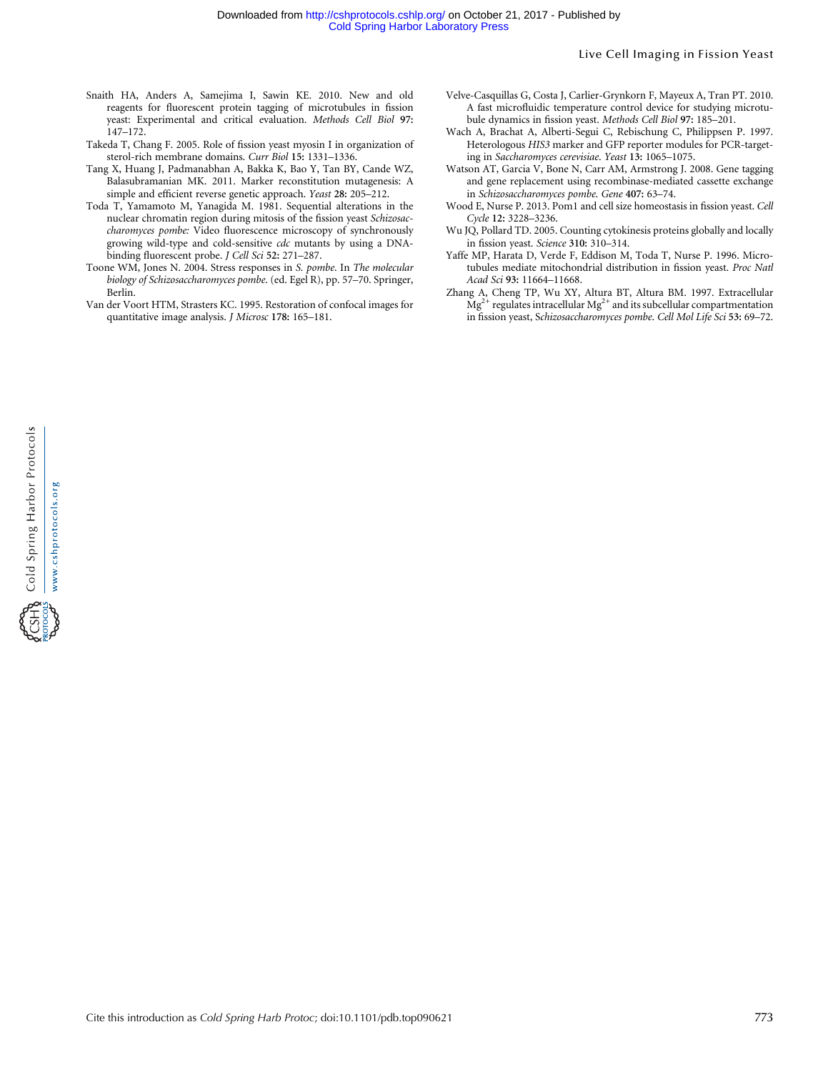Snaith HA, Anders A, Samejima I, Sawin KE. 2010. New and old reagents for fluorescent protein tagging of microtubules in fission yeast: Experimental and critical evaluation. *Methods Cell Biol* **97:** 147–172.

Takeda T, Chang F. 2005. Role of fission yeast myosin I in organization of sterol-rich membrane domains. *Curr Biol* **15:** 1331–1336.

Tang X, Huang J, Padmanabhan A, Bakka K, Bao Y, Tan BY, Cande WZ, Balasubramanian MK. 2011. Marker reconstitution mutagenesis: A simple and efficient reverse genetic approach. *Yeast* **28:** 205–212.

Toda T, Yamamoto M, Yanagida M. 1981. Sequential alterations in the nuclear chromatin region during mitosis of the fission yeast *Schizosaccharomyces pombe:* Video fluorescence microscopy of synchronously growing wild-type and cold-sensitive *cdc* mutants by using a DNA-binding fluorescent probe. *J Cell Sci* **52:** 271–287.

Toone WM, Jones N. 2004. Stress responses in *S. pombe*. In *The molecular biology of Schizosaccharomyces pombe*. (ed. Egel R), pp. 57–70. Springer, Berlin.

Van der Voort HTM, Strasters KC. 1995. Restoration of confocal images for quantitative image analysis. *J Microsc* **178:** 165–181.

Velve-Casquillas G, Costa J, Carlier-Grynkorn F, Mayeux A, Tran PT. 2010. A fast microfluidic temperature control device for studying microtubule dynamics in fission yeast. *Methods Cell Biol* **97:** 185–201.

Wach A, Brachat A, Alberti-Segui C, Rebischung C, Philippsen P. 1997. Heterologous *HIS3* marker and GFP reporter modules for PCR-targeting in *Saccharomyces cerevisiae*. *Yeast* **13:** 1065–1075.

Watson AT, Garcia V, Bone N, Carr AM, Armstrong J. 2008. Gene tagging and gene replacement using recombinase-mediated cassette exchange in *Schizosaccharomyces pombe*. *Gene* **407:** 63–74.

Wood E, Nurse P. 2013. Pom1 and cell size homeostasis in fission yeast. *Cell Cycle* **12:** 3228–3236.

Wu JQ, Pollard TD. 2005. Counting cytokinesis proteins globally and locally in fission yeast. *Science* **310:** 310–314.

Yaffe MP, Harata D, Verde F, Eddison M, Toda T, Nurse P. 1996. Microtubules mediate mitochondrial distribution in fission yeast. *Proc Natl Acad Sci* **93:** 11664–11668.

Zhang A, Cheng TP, Wu XY, Altura BT, Altura BM. 1997. Extracellular $Mg^{2+}$ regulates intracellular $Mg^{2+}$ and its subcellular compartmentation in fission yeast, *Schizosaccharomyces pombe*. *Cell Mol Life Sci* **53:** 69–72.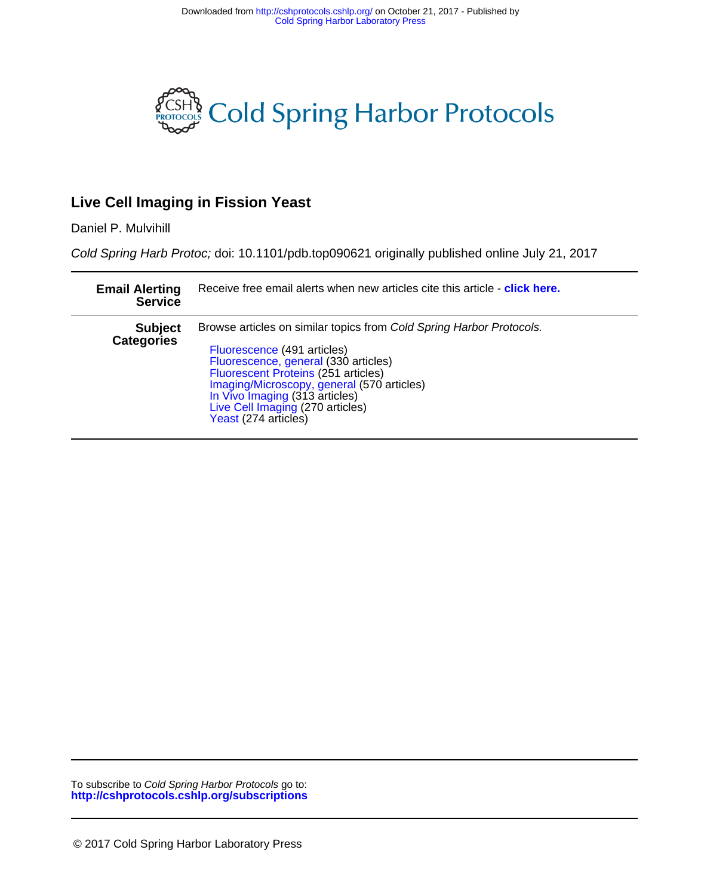Downloaded from http://cshprotocols.cshlp.org/ on October 21, 2017 - Published by Cold Spring Harbor Laboratory Press

Cold Spring Harbor Protocols

# Live Cell Imaging in Fission Yeast

Daniel P. Mulvihill

*Cold Spring Harb Protoc;* doi: 10.1101/pdb.top090621 originally published online July 21, 2017

| | |
|---|---|
| **Email Alerting Service** | Receive free email alerts when new articles cite this article - **click here.** |
| **Subject Categories** | Browse articles on similar topics from *Cold Spring Harbor Protocols.*<br><br>Fluorescence (491 articles)<br>Fluorescence, general (330 articles)<br>Fluorescent Proteins (251 articles)<br>Imaging/Microscopy, general (570 articles)<br>In Vivo Imaging (313 articles)<br>Live Cell Imaging (270 articles)<br>Yeast (274 articles) |

To subscribe to *Cold Spring Harbor Protocols* go to:
**http://cshprotocols.cshlp.org/subscriptions**

© 2017 Cold Spring Harbor Laboratory Press